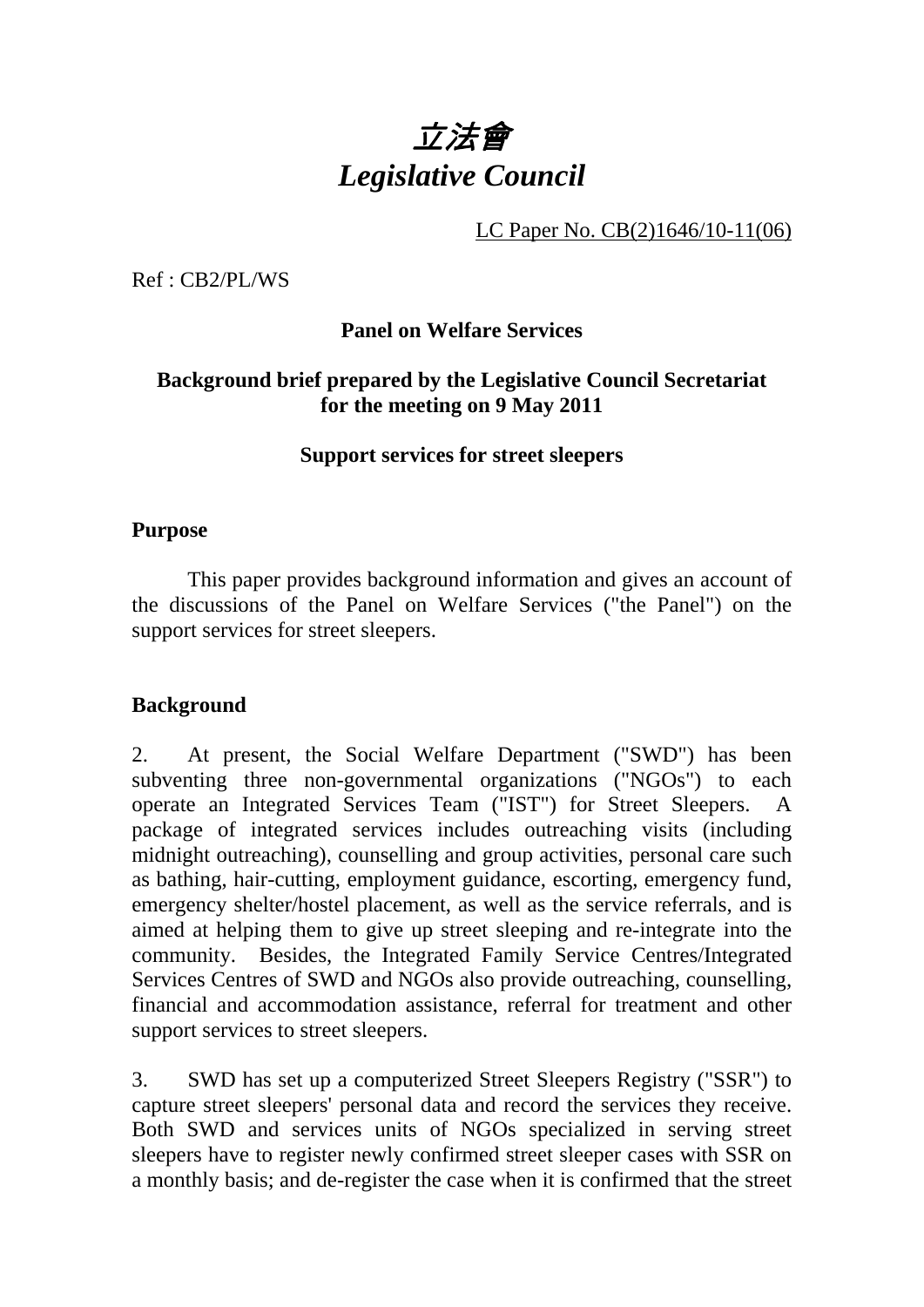# *立法會*
# *Legislative Council*

LC Paper No. CB(2)1646/10-11(06)

Ref : CB2/PL/WS

**Panel on Welfare Services**

**Background brief prepared by the Legislative Council Secretariat for the meeting on 9 May 2011**

**Support services for street sleepers**

## Purpose

This paper provides background information and gives an account of the discussions of the Panel on Welfare Services ("the Panel") on the support services for street sleepers.

## Background

2. At present, the Social Welfare Department ("SWD") has been subventing three non-governmental organizations ("NGOs") to each operate an Integrated Services Team ("IST") for Street Sleepers. A package of integrated services includes outreaching visits (including midnight outreaching), counselling and group activities, personal care such as bathing, hair-cutting, employment guidance, escorting, emergency fund, emergency shelter/hostel placement, as well as the service referrals, and is aimed at helping them to give up street sleeping and re-integrate into the community. Besides, the Integrated Family Service Centres/Integrated Services Centres of SWD and NGOs also provide outreaching, counselling, financial and accommodation assistance, referral for treatment and other support services to street sleepers.

3. SWD has set up a computerized Street Sleepers Registry ("SSR") to capture street sleepers' personal data and record the services they receive. Both SWD and services units of NGOs specialized in serving street sleepers have to register newly confirmed street sleeper cases with SSR on a monthly basis; and de-register the case when it is confirmed that the street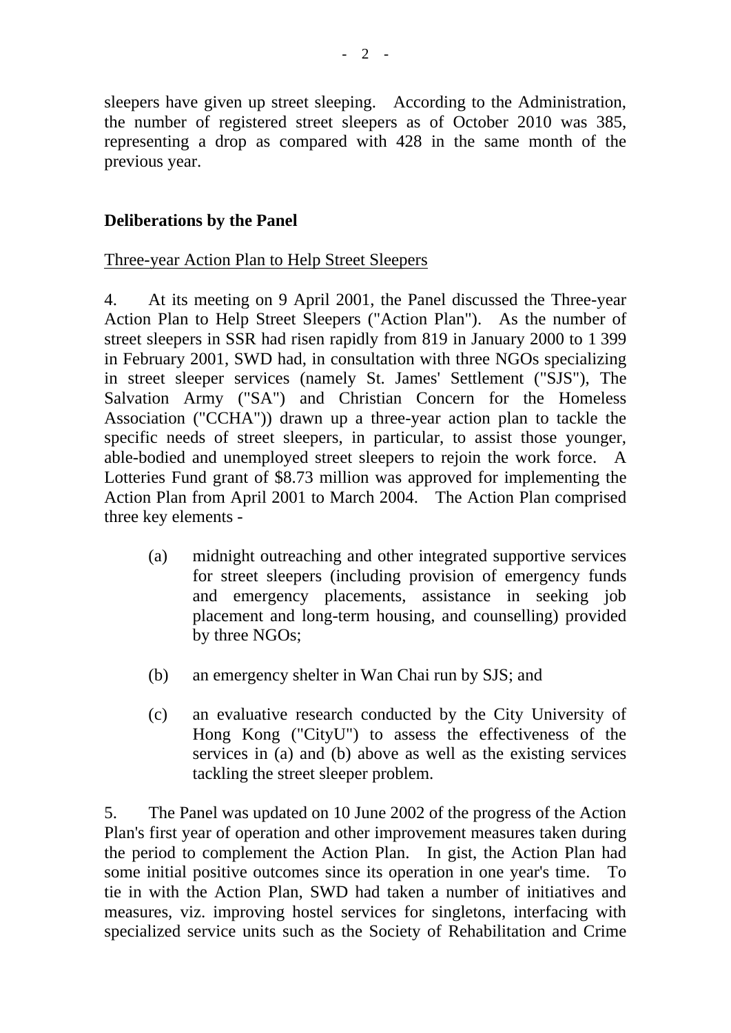sleepers have given up street sleeping. According to the Administration, the number of registered street sleepers as of October 2010 was 385, representing a drop as compared with 428 in the same month of the previous year.

## Deliberations by the Panel

Three-year Action Plan to Help Street Sleepers

4. At its meeting on 9 April 2001, the Panel discussed the Three-year Action Plan to Help Street Sleepers ("Action Plan"). As the number of street sleepers in SSR had risen rapidly from 819 in January 2000 to 1 399 in February 2001, SWD had, in consultation with three NGOs specializing in street sleeper services (namely St. James' Settlement ("SJS"), The Salvation Army ("SA") and Christian Concern for the Homeless Association ("CCHA")) drawn up a three-year action plan to tackle the specific needs of street sleepers, in particular, to assist those younger, able-bodied and unemployed street sleepers to rejoin the work force. A Lotteries Fund grant of $8.73 million was approved for implementing the Action Plan from April 2001 to March 2004. The Action Plan comprised three key elements -

(a) midnight outreaching and other integrated supportive services for street sleepers (including provision of emergency funds and emergency placements, assistance in seeking job placement and long-term housing, and counselling) provided by three NGOs;

(b) an emergency shelter in Wan Chai run by SJS; and

(c) an evaluative research conducted by the City University of Hong Kong ("CityU") to assess the effectiveness of the services in (a) and (b) above as well as the existing services tackling the street sleeper problem.

5. The Panel was updated on 10 June 2002 of the progress of the Action Plan's first year of operation and other improvement measures taken during the period to complement the Action Plan. In gist, the Action Plan had some initial positive outcomes since its operation in one year's time. To tie in with the Action Plan, SWD had taken a number of initiatives and measures, viz. improving hostel services for singletons, interfacing with specialized service units such as the Society of Rehabilitation and Crime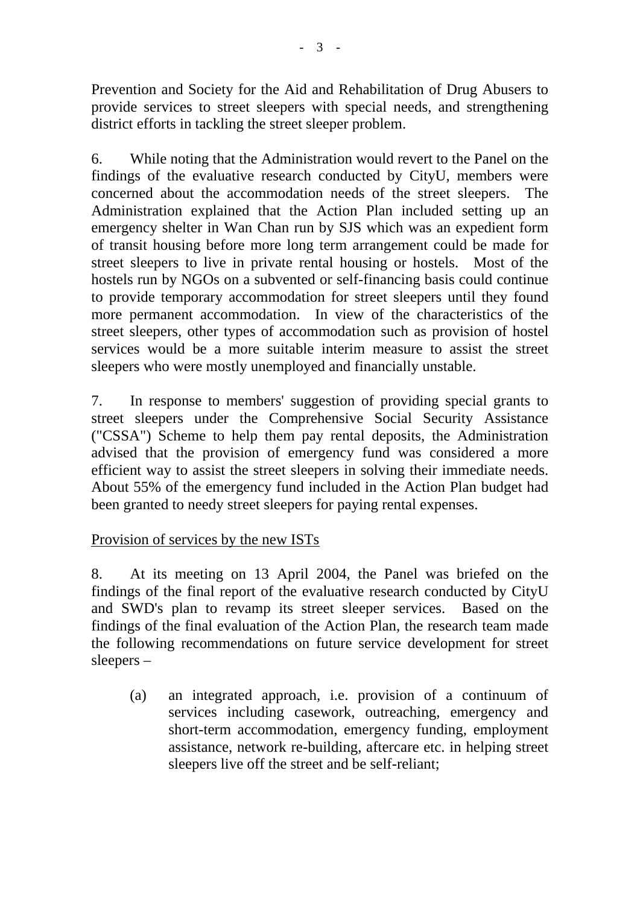Prevention and Society for the Aid and Rehabilitation of Drug Abusers to provide services to street sleepers with special needs, and strengthening district efforts in tackling the street sleeper problem.

6. While noting that the Administration would revert to the Panel on the findings of the evaluative research conducted by CityU, members were concerned about the accommodation needs of the street sleepers. The Administration explained that the Action Plan included setting up an emergency shelter in Wan Chan run by SJS which was an expedient form of transit housing before more long term arrangement could be made for street sleepers to live in private rental housing or hostels. Most of the hostels run by NGOs on a subvented or self-financing basis could continue to provide temporary accommodation for street sleepers until they found more permanent accommodation. In view of the characteristics of the street sleepers, other types of accommodation such as provision of hostel services would be a more suitable interim measure to assist the street sleepers who were mostly unemployed and financially unstable.

7. In response to members' suggestion of providing special grants to street sleepers under the Comprehensive Social Security Assistance ("CSSA") Scheme to help them pay rental deposits, the Administration advised that the provision of emergency fund was considered a more efficient way to assist the street sleepers in solving their immediate needs. About 55% of the emergency fund included in the Action Plan budget had been granted to needy street sleepers for paying rental expenses.

<u>Provision of services by the new ISTs</u>

8. At its meeting on 13 April 2004, the Panel was briefed on the findings of the final report of the evaluative research conducted by CityU and SWD's plan to revamp its street sleeper services. Based on the findings of the final evaluation of the Action Plan, the research team made the following recommendations on future service development for street sleepers –

(a) an integrated approach, i.e. provision of a continuum of services including casework, outreaching, emergency and short-term accommodation, emergency funding, employment assistance, network re-building, aftercare etc. in helping street sleepers live off the street and be self-reliant;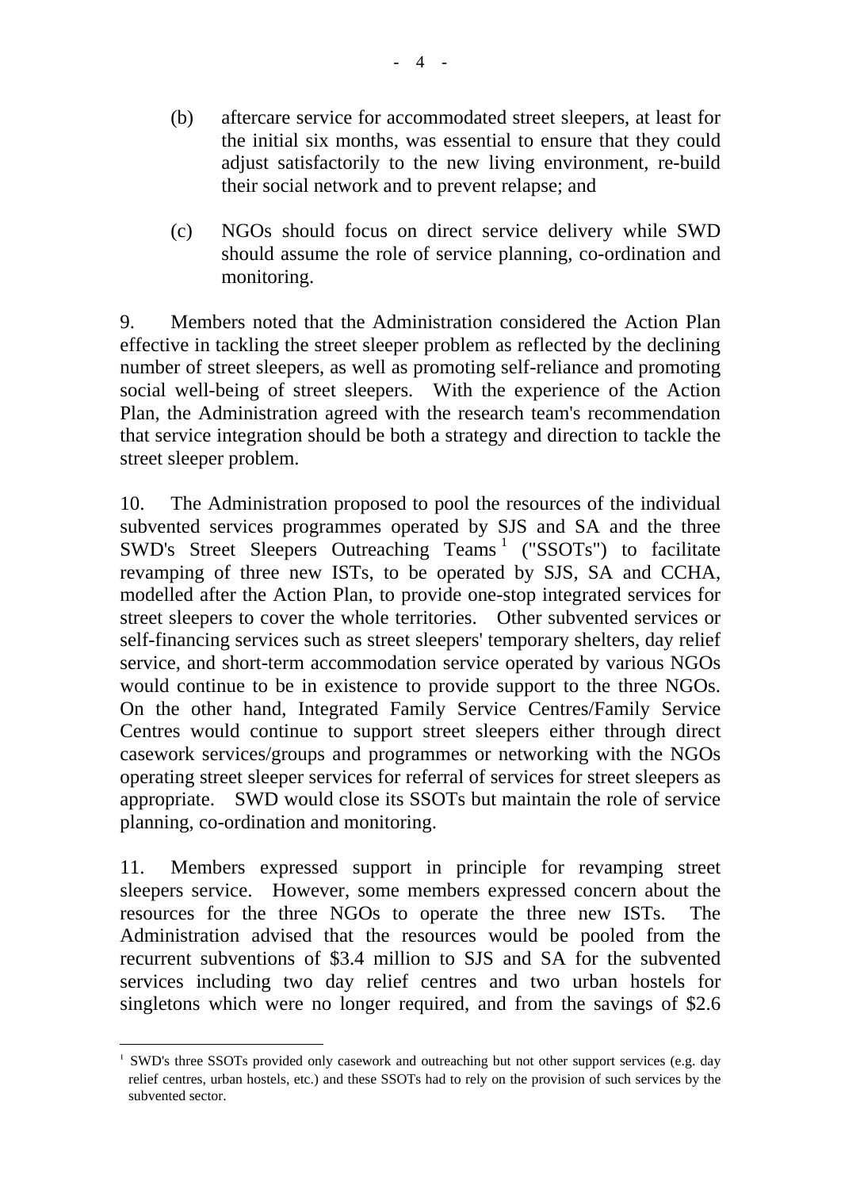(b) aftercare service for accommodated street sleepers, at least for the initial six months, was essential to ensure that they could adjust satisfactorily to the new living environment, re-build their social network and to prevent relapse; and

(c) NGOs should focus on direct service delivery while SWD should assume the role of service planning, co-ordination and monitoring.

9. Members noted that the Administration considered the Action Plan effective in tackling the street sleeper problem as reflected by the declining number of street sleepers, as well as promoting self-reliance and promoting social well-being of street sleepers. With the experience of the Action Plan, the Administration agreed with the research team's recommendation that service integration should be both a strategy and direction to tackle the street sleeper problem.

10. The Administration proposed to pool the resources of the individual subvented services programmes operated by SJS and SA and the three SWD's Street Sleepers Outreaching Teams [1] ("SSOTs") to facilitate revamping of three new ISTs, to be operated by SJS, SA and CCHA, modelled after the Action Plan, to provide one-stop integrated services for street sleepers to cover the whole territories. Other subvented services or self-financing services such as street sleepers' temporary shelters, day relief service, and short-term accommodation service operated by various NGOs would continue to be in existence to provide support to the three NGOs. On the other hand, Integrated Family Service Centres/Family Service Centres would continue to support street sleepers either through direct casework services/groups and programmes or networking with the NGOs operating street sleeper services for referral of services for street sleepers as appropriate. SWD would close its SSOTs but maintain the role of service planning, co-ordination and monitoring.

11. Members expressed support in principle for revamping street sleepers service. However, some members expressed concern about the resources for the three NGOs to operate the three new ISTs. The Administration advised that the resources would be pooled from the recurrent subventions of $3.4 million to SJS and SA for the subvented services including two day relief centres and two urban hostels for singletons which were no longer required, and from the savings of $2.6

---

[1] SWD's three SSOTs provided only casework and outreaching but not other support services (e.g. day relief centres, urban hostels, etc.) and these SSOTs had to rely on the provision of such services by the subvented sector.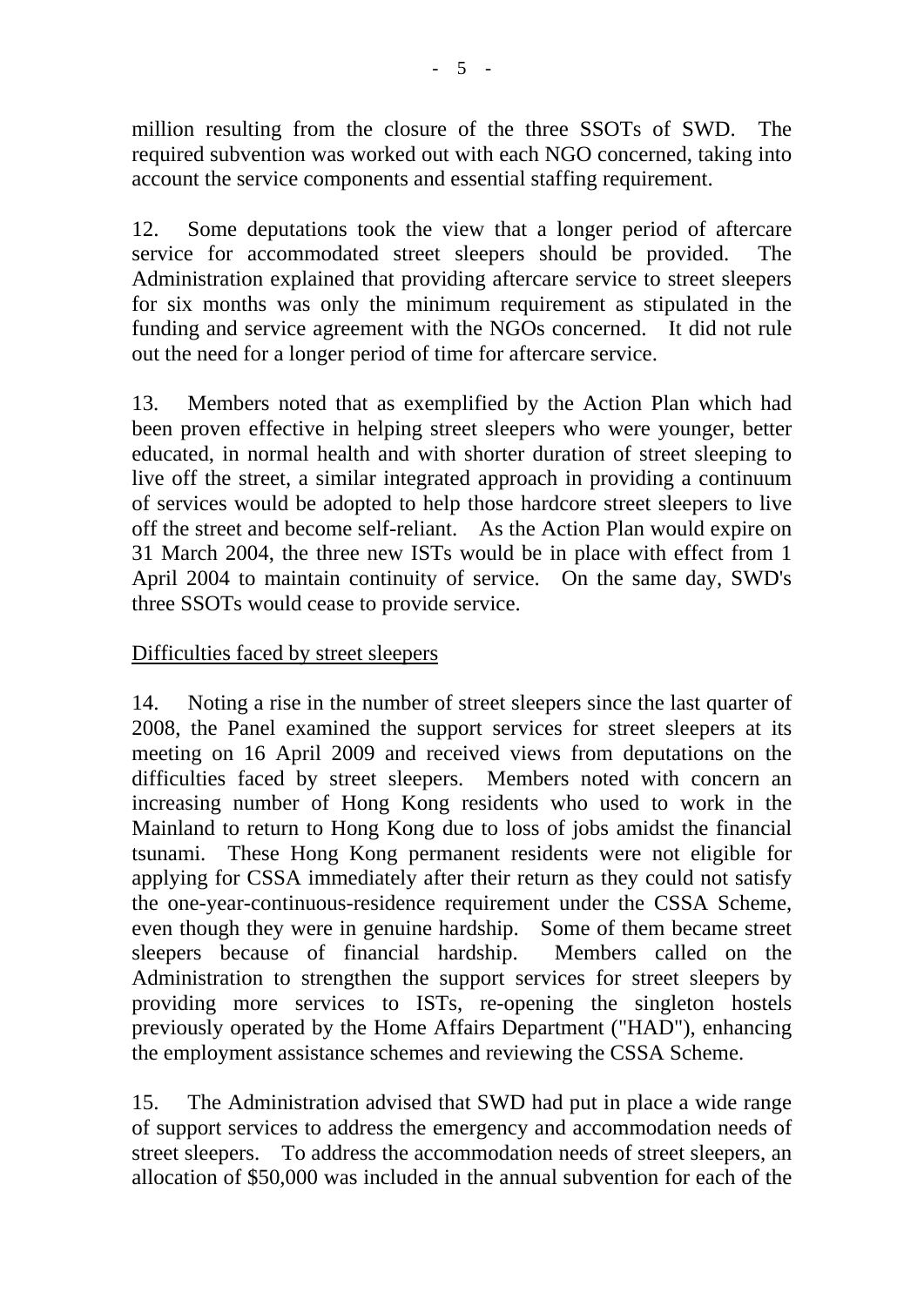million resulting from the closure of the three SSOTs of SWD. The required subvention was worked out with each NGO concerned, taking into account the service components and essential staffing requirement.

12. Some deputations took the view that a longer period of aftercare service for accommodated street sleepers should be provided. The Administration explained that providing aftercare service to street sleepers for six months was only the minimum requirement as stipulated in the funding and service agreement with the NGOs concerned. It did not rule out the need for a longer period of time for aftercare service.

13. Members noted that as exemplified by the Action Plan which had been proven effective in helping street sleepers who were younger, better educated, in normal health and with shorter duration of street sleeping to live off the street, a similar integrated approach in providing a continuum of services would be adopted to help those hardcore street sleepers to live off the street and become self-reliant. As the Action Plan would expire on 31 March 2004, the three new ISTs would be in place with effect from 1 April 2004 to maintain continuity of service. On the same day, SWD's three SSOTs would cease to provide service.

<u>Difficulties faced by street sleepers</u>

14. Noting a rise in the number of street sleepers since the last quarter of 2008, the Panel examined the support services for street sleepers at its meeting on 16 April 2009 and received views from deputations on the difficulties faced by street sleepers. Members noted with concern an increasing number of Hong Kong residents who used to work in the Mainland to return to Hong Kong due to loss of jobs amidst the financial tsunami. These Hong Kong permanent residents were not eligible for applying for CSSA immediately after their return as they could not satisfy the one-year-continuous-residence requirement under the CSSA Scheme, even though they were in genuine hardship. Some of them became street sleepers because of financial hardship. Members called on the Administration to strengthen the support services for street sleepers by providing more services to ISTs, re-opening the singleton hostels previously operated by the Home Affairs Department ("HAD"), enhancing the employment assistance schemes and reviewing the CSSA Scheme.

15. The Administration advised that SWD had put in place a wide range of support services to address the emergency and accommodation needs of street sleepers. To address the accommodation needs of street sleepers, an allocation of $50,000 was included in the annual subvention for each of the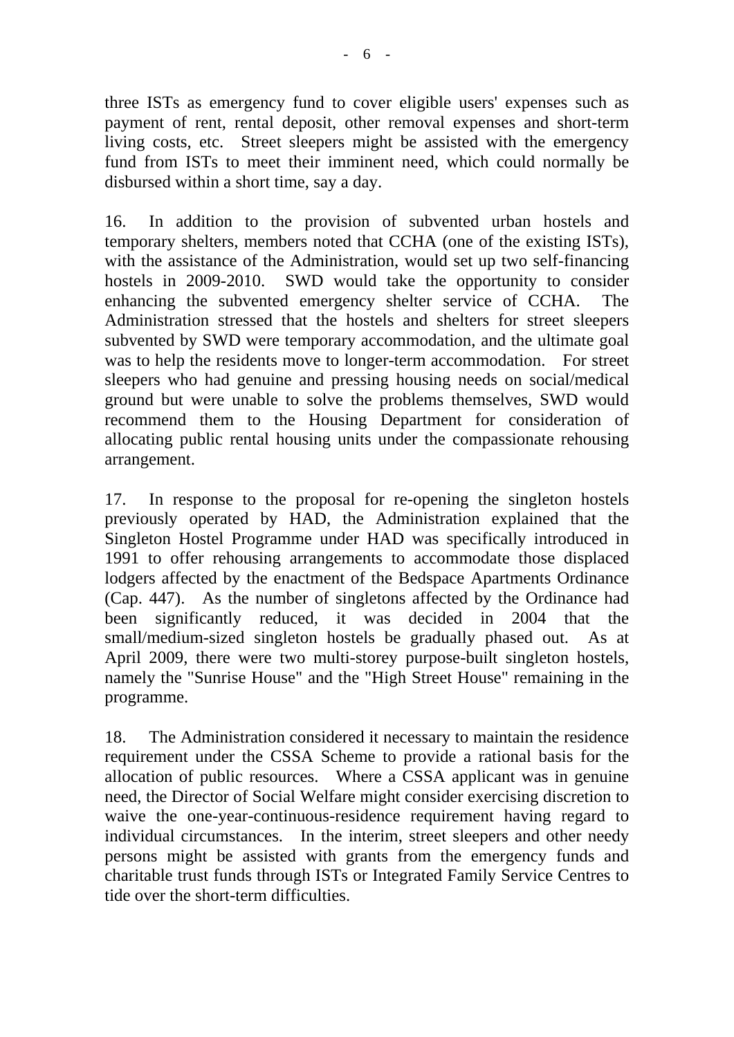three ISTs as emergency fund to cover eligible users' expenses such as payment of rent, rental deposit, other removal expenses and short-term living costs, etc. Street sleepers might be assisted with the emergency fund from ISTs to meet their imminent need, which could normally be disbursed within a short time, say a day.

16. In addition to the provision of subvented urban hostels and temporary shelters, members noted that CCHA (one of the existing ISTs), with the assistance of the Administration, would set up two self-financing hostels in 2009-2010. SWD would take the opportunity to consider enhancing the subvented emergency shelter service of CCHA. The Administration stressed that the hostels and shelters for street sleepers subvented by SWD were temporary accommodation, and the ultimate goal was to help the residents move to longer-term accommodation. For street sleepers who had genuine and pressing housing needs on social/medical ground but were unable to solve the problems themselves, SWD would recommend them to the Housing Department for consideration of allocating public rental housing units under the compassionate rehousing arrangement.

17. In response to the proposal for re-opening the singleton hostels previously operated by HAD, the Administration explained that the Singleton Hostel Programme under HAD was specifically introduced in 1991 to offer rehousing arrangements to accommodate those displaced lodgers affected by the enactment of the Bedspace Apartments Ordinance (Cap. 447). As the number of singletons affected by the Ordinance had been significantly reduced, it was decided in 2004 that the small/medium-sized singleton hostels be gradually phased out. As at April 2009, there were two multi-storey purpose-built singleton hostels, namely the "Sunrise House" and the "High Street House" remaining in the programme.

18. The Administration considered it necessary to maintain the residence requirement under the CSSA Scheme to provide a rational basis for the allocation of public resources. Where a CSSA applicant was in genuine need, the Director of Social Welfare might consider exercising discretion to waive the one-year-continuous-residence requirement having regard to individual circumstances. In the interim, street sleepers and other needy persons might be assisted with grants from the emergency funds and charitable trust funds through ISTs or Integrated Family Service Centres to tide over the short-term difficulties.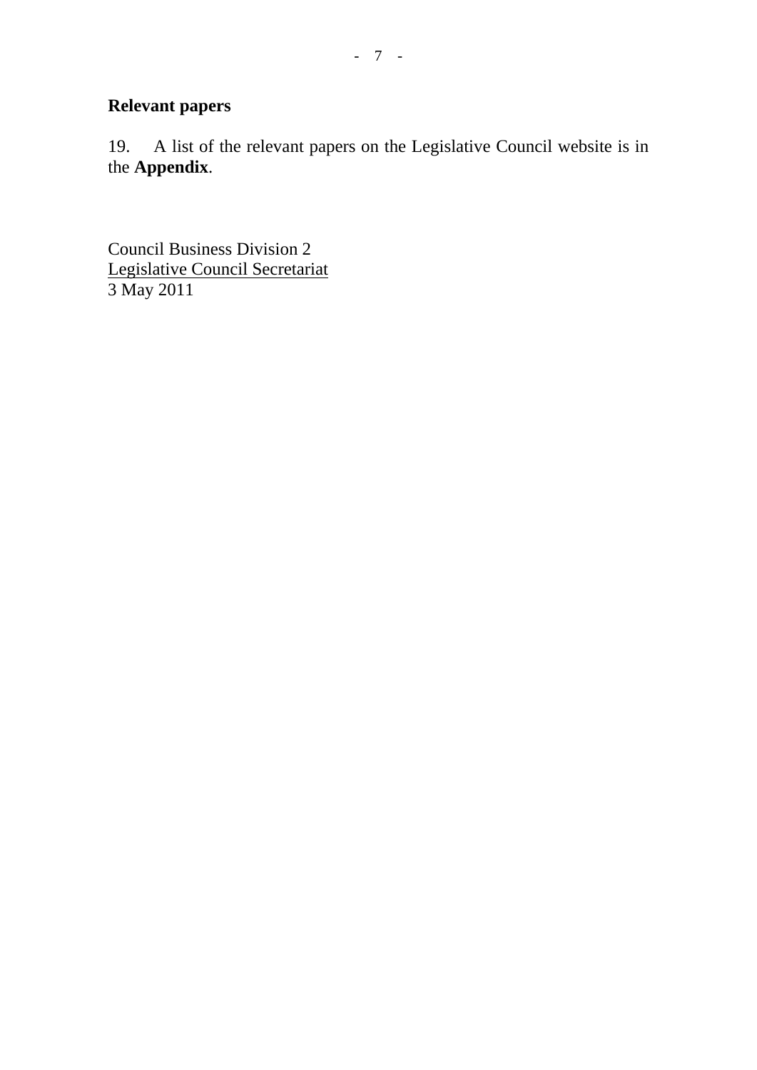**Relevant papers**

19. A list of the relevant papers on the Legislative Council website is in the **Appendix**.

Council Business Division 2  
Legislative Council Secretariat  
3 May 2011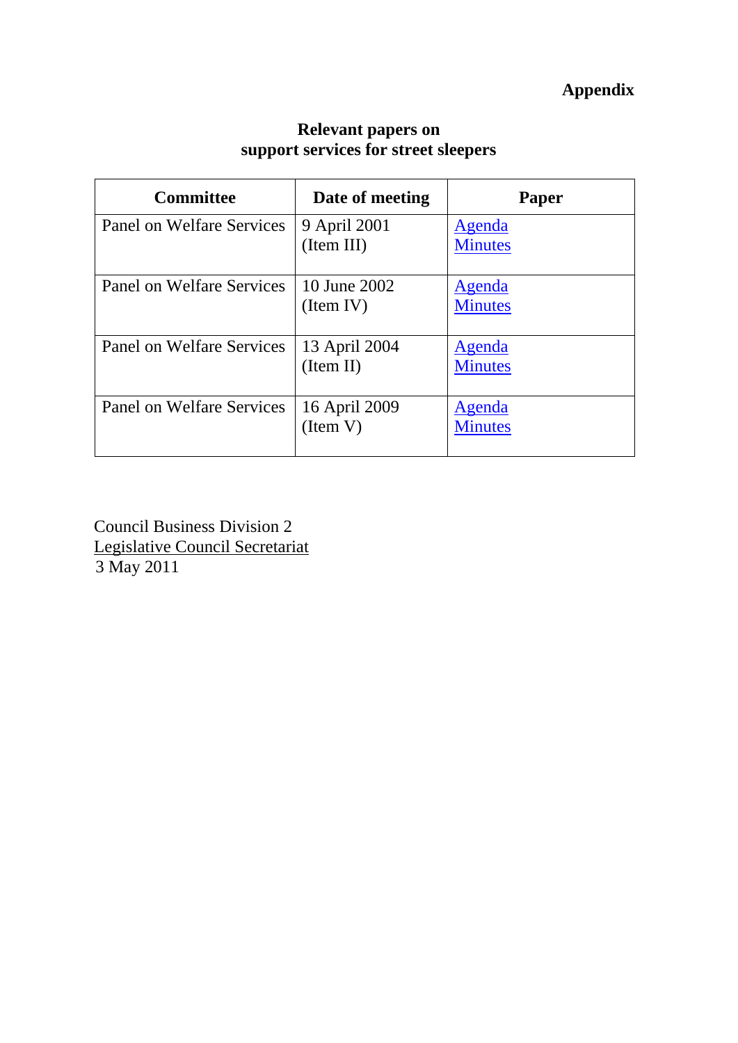**Appendix**

**Relevant papers on**
**support services for street sleepers**

| Committee | Date of meeting | Paper |
|---|---|---|
| Panel on Welfare Services | 9 April 2001 (Item III) | Agenda<br>Minutes |
| Panel on Welfare Services | 10 June 2002 (Item IV) | Agenda<br>Minutes |
| Panel on Welfare Services | 13 April 2004 (Item II) | Agenda<br>Minutes |
| Panel on Welfare Services | 16 April 2009 (Item V) | Agenda<br>Minutes |

Council Business Division 2
Legislative Council Secretariat
3 May 2011